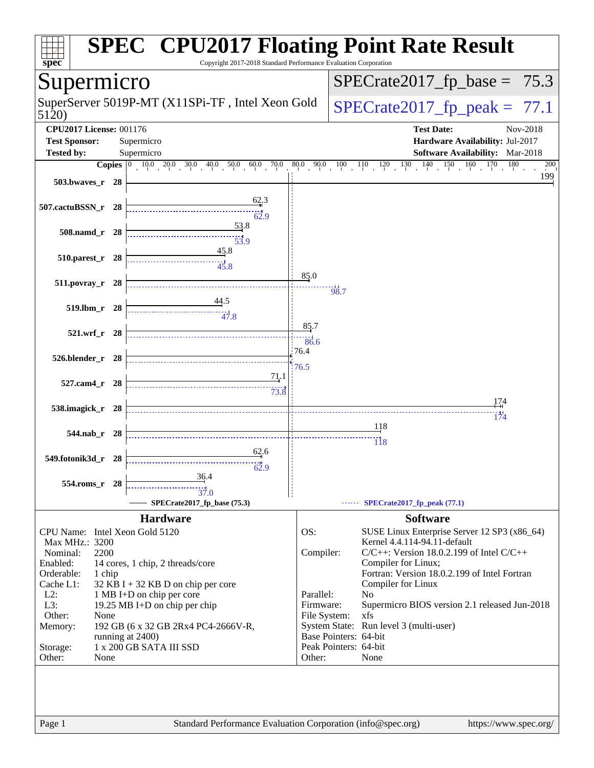# SPEC CPU2017 Floating Point Rate Result

Copyright 2017-2018 Standard Performance Evaluation Corporation

## Supermicro

SuperServer 5019P-MT (X11SPi-TF , Intel Xeon Gold 5120)

SPECrate2017_fp_base = 75.3

SPECrate2017_fp_peak = 77.1

**CPU2017 License:** 001176
**Test Sponsor:** Supermicro
**Tested by:** Supermicro

**Test Date:** Nov-2018
**Hardware Availability:** Jul-2017
**Software Availability:** Mar-2018

| Benchmark | Copies | Base | Peak |
|---|---|---|---|
| 503.bwaves_r | 28 | 199 | |
| 507.cactuBSSN_r | 28 | 62.3 | 62.9 |
| 508.namd_r | 28 | 53.8 | 53.9 |
| 510.parest_r | 28 | 45.8 | 45.8 |
| 511.povray_r | 28 | 85.0 | 98.7 |
| 519.lbm_r | 28 | 44.5 | 47.8 |
| 521.wrf_r | 28 | 85.7 | 86.6 |
| 526.blender_r | 28 | 76.4 | 76.5 |
| 527.cam4_r | 28 | 71.1 | 73.8 |
| 538.imagick_r | 28 | 174 | 174 |
| 544.nab_r | 28 | 118 | 118 |
| 549.fotonik3d_r | 28 | 62.6 | 62.9 |
| 554.roms_r | 28 | 36.4 | 37.0 |

SPECrate2017_fp_base (75.3) — SPECrate2017_fp_peak (77.1)

## Hardware

| | |
|---|---|
| CPU Name: | Intel Xeon Gold 5120 |
| Max MHz.: | 3200 |
| Nominal: | 2200 |
| Enabled: | 14 cores, 1 chip, 2 threads/core |
| Orderable: | 1 chip |
| Cache L1: | 32 KB I + 32 KB D on chip per core |
| L2: | 1 MB I+D on chip per core |
| L3: | 19.25 MB I+D on chip per chip |
| Other: | None |
| Memory: | 192 GB (6 x 32 GB 2Rx4 PC4-2666V-R, running at 2400) |
| Storage: | 1 x 200 GB SATA III SSD |
| Other: | None |

## Software

| | |
|---|---|
| OS: | SUSE Linux Enterprise Server 12 SP3 (x86_64) Kernel 4.4.114-94.11-default |
| Compiler: | C/C++: Version 18.0.2.199 of Intel C/C++ Compiler for Linux; Fortran: Version 18.0.2.199 of Intel Fortran Compiler for Linux |
| Parallel: | No |
| Firmware: | Supermicro BIOS version 2.1 released Jun-2018 |
| File System: | xfs |
| System State: | Run level 3 (multi-user) |
| Base Pointers: | 64-bit |
| Peak Pointers: | 64-bit |
| Other: | None |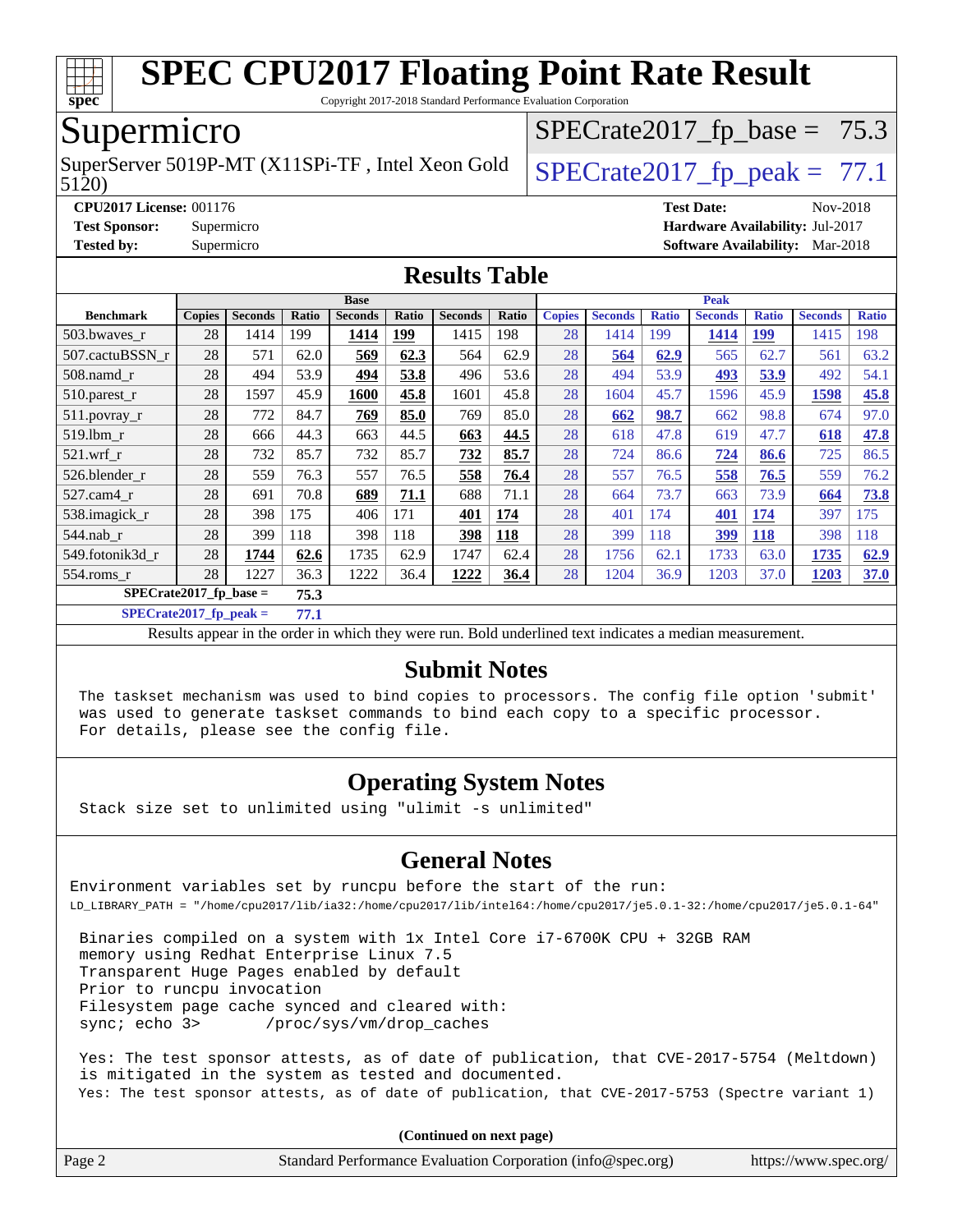# SPEC CPU2017 Floating Point Rate Result

Copyright 2017-2018 Standard Performance Evaluation Corporation

## Supermicro

SuperServer 5019P-MT (X11SPi-TF , Intel Xeon Gold 5120)

SPECrate2017_fp_base = 75.3

SPECrate2017_fp_peak = 77.1

**CPU2017 License:** 001176
**Test Sponsor:** Supermicro
**Tested by:** Supermicro

**Test Date:** Nov-2018
**Hardware Availability:** Jul-2017
**Software Availability:** Mar-2018

## Results Table

| Benchmark | Base | | | | | | | Peak | | | | | | |
|---|---|---|---|---|---|---|---|---|---|---|---|---|---|---|
| | Copies | Seconds | Ratio | Seconds | Ratio | Seconds | Ratio | Copies | Seconds | Ratio | Seconds | Ratio | Seconds | Ratio |
| 503.bwaves_r | 28 | 1414 | 199 | **1414** | **199** | 1415 | 198 | 28 | 1414 | 199 | **1414** | **199** | 1415 | 198 |
| 507.cactuBSSN_r | 28 | 571 | 62.0 | **569** | **62.3** | 564 | 62.9 | 28 | **564** | **62.9** | 565 | 62.7 | 561 | 63.2 |
| 508.namd_r | 28 | 494 | 53.9 | **494** | **53.8** | 496 | 53.6 | 28 | 494 | 53.9 | **493** | **53.9** | 492 | 54.1 |
| 510.parest_r | 28 | 1597 | 45.9 | **1600** | **45.8** | 1601 | 45.8 | 28 | 1604 | 45.7 | 1596 | 45.9 | **1598** | **45.8** |
| 511.povray_r | 28 | 772 | 84.7 | **769** | **85.0** | 769 | 85.0 | 28 | **662** | **98.7** | 662 | 98.8 | 674 | 97.0 |
| 519.lbm_r | 28 | 666 | 44.3 | 663 | 44.5 | **663** | **44.5** | 28 | 618 | 47.8 | 619 | 47.7 | **618** | **47.8** |
| 521.wrf_r | 28 | 732 | 85.7 | 732 | 85.7 | **732** | **85.7** | 28 | 724 | 86.6 | **724** | **86.6** | 725 | 86.5 |
| 526.blender_r | 28 | 559 | 76.3 | 557 | 76.5 | **558** | **76.4** | 28 | 557 | 76.5 | **558** | **76.5** | 559 | 76.2 |
| 527.cam4_r | 28 | 691 | 70.8 | **689** | **71.1** | 688 | 71.1 | 28 | 664 | 73.7 | 663 | 73.9 | **664** | **73.8** |
| 538.imagick_r | 28 | 398 | 175 | 406 | 171 | **401** | **174** | 28 | 401 | 174 | **401** | **174** | 397 | 175 |
| 544.nab_r | 28 | 399 | 118 | 398 | 118 | **398** | **118** | 28 | 399 | 118 | **399** | **118** | 398 | 118 |
| 549.fotonik3d_r | 28 | **1744** | **62.6** | 1735 | 62.9 | 1747 | 62.4 | 28 | 1756 | 62.1 | 1733 | 63.0 | **1735** | **62.9** |
| 554.roms_r | 28 | 1227 | 36.3 | 1222 | 36.4 | **1222** | **36.4** | 28 | 1204 | 36.9 | 1203 | 37.0 | **1203** | **37.0** |

**SPECrate2017_fp_base = 75.3**

**SPECrate2017_fp_peak = 77.1**

Results appear in the order in which they were run. Bold underlined text indicates a median measurement.

## Submit Notes

```
The taskset mechanism was used to bind copies to processors. The config file option 'submit'
was used to generate taskset commands to bind each copy to a specific processor.
For details, please see the config file.
```

## Operating System Notes

```
Stack size set to unlimited using "ulimit -s unlimited"
```

## General Notes

```
Environment variables set by runcpu before the start of the run:
LD_LIBRARY_PATH = "/home/cpu2017/lib/ia32:/home/cpu2017/lib/intel64:/home/cpu2017/je5.0.1-32:/home/cpu2017/je5.0.1-64"

 Binaries compiled on a system with 1x Intel Core i7-6700K CPU + 32GB RAM
 memory using Redhat Enterprise Linux 7.5
 Transparent Huge Pages enabled by default
 Prior to runcpu invocation
 Filesystem page cache synced and cleared with:
 sync; echo 3>       /proc/sys/vm/drop_caches

 Yes: The test sponsor attests, as of date of publication, that CVE-2017-5754 (Meltdown)
 is mitigated in the system as tested and documented.
 Yes: The test sponsor attests, as of date of publication, that CVE-2017-5753 (Spectre variant 1)
```

**(Continued on next page)**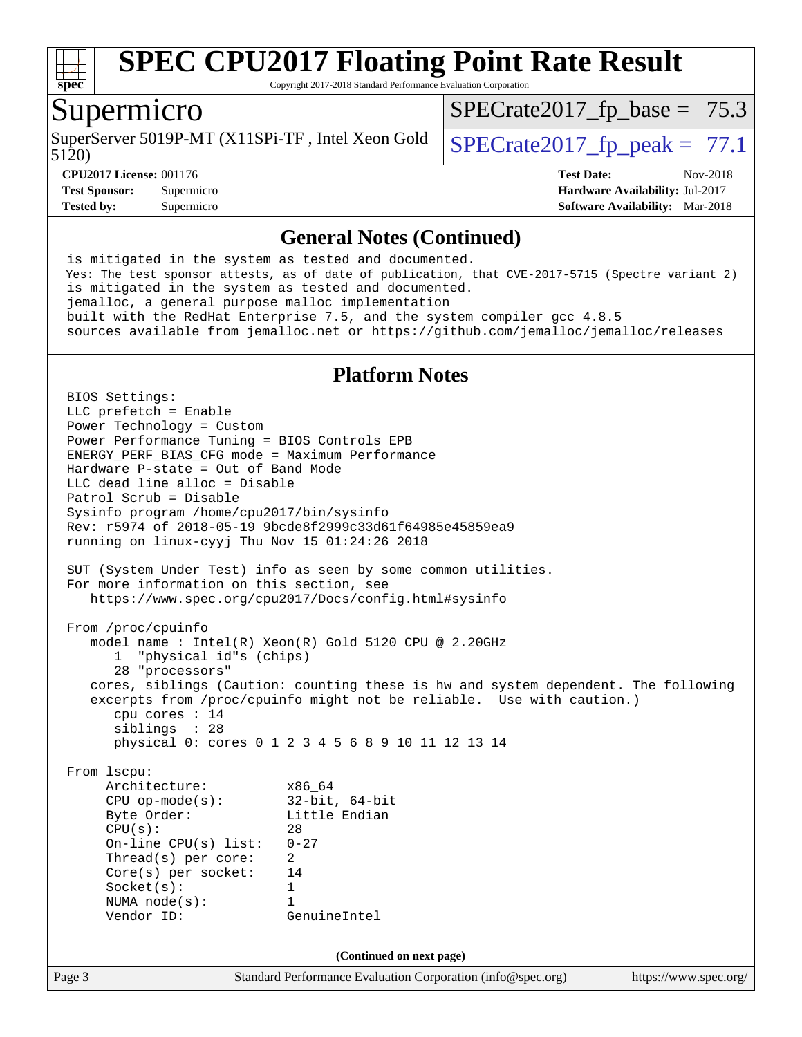## General Notes (Continued)

```
is mitigated in the system as tested and documented.
Yes: The test sponsor attests, as of date of publication, that CVE-2017-5715 (Spectre variant 2)
is mitigated in the system as tested and documented.
jemalloc, a general purpose malloc implementation
built with the RedHat Enterprise 7.5, and the system compiler gcc 4.8.5
sources available from jemalloc.net or https://github.com/jemalloc/jemalloc/releases
```

## Platform Notes

```
BIOS Settings:
LLC prefetch = Enable
Power Technology = Custom
Power Performance Tuning = BIOS Controls EPB
ENERGY_PERF_BIAS_CFG mode = Maximum Performance
Hardware P-state = Out of Band Mode
LLC dead line alloc = Disable
Patrol Scrub = Disable
Sysinfo program /home/cpu2017/bin/sysinfo
Rev: r5974 of 2018-05-19 9bcde8f2999c33d61f64985e45859ea9
running on linux-cyyj Thu Nov 15 01:24:26 2018

SUT (System Under Test) info as seen by some common utilities.
For more information on this section, see
   https://www.spec.org/cpu2017/Docs/config.html#sysinfo

From /proc/cpuinfo
   model name : Intel(R) Xeon(R) Gold 5120 CPU @ 2.20GHz
      1  "physical id"s (chips)
      28 "processors"
   cores, siblings (Caution: counting these is hw and system dependent. The following
   excerpts from /proc/cpuinfo might not be reliable.  Use with caution.)
      cpu cores : 14
      siblings  : 28
      physical 0: cores 0 1 2 3 4 5 6 8 9 10 11 12 13 14

From lscpu:
     Architecture:          x86_64
     CPU op-mode(s):        32-bit, 64-bit
     Byte Order:            Little Endian
     CPU(s):                28
     On-line CPU(s) list:   0-27
     Thread(s) per core:    2
     Core(s) per socket:    14
     Socket(s):             1
     NUMA node(s):          1
     Vendor ID:             GenuineIntel
```

(Continued on next page)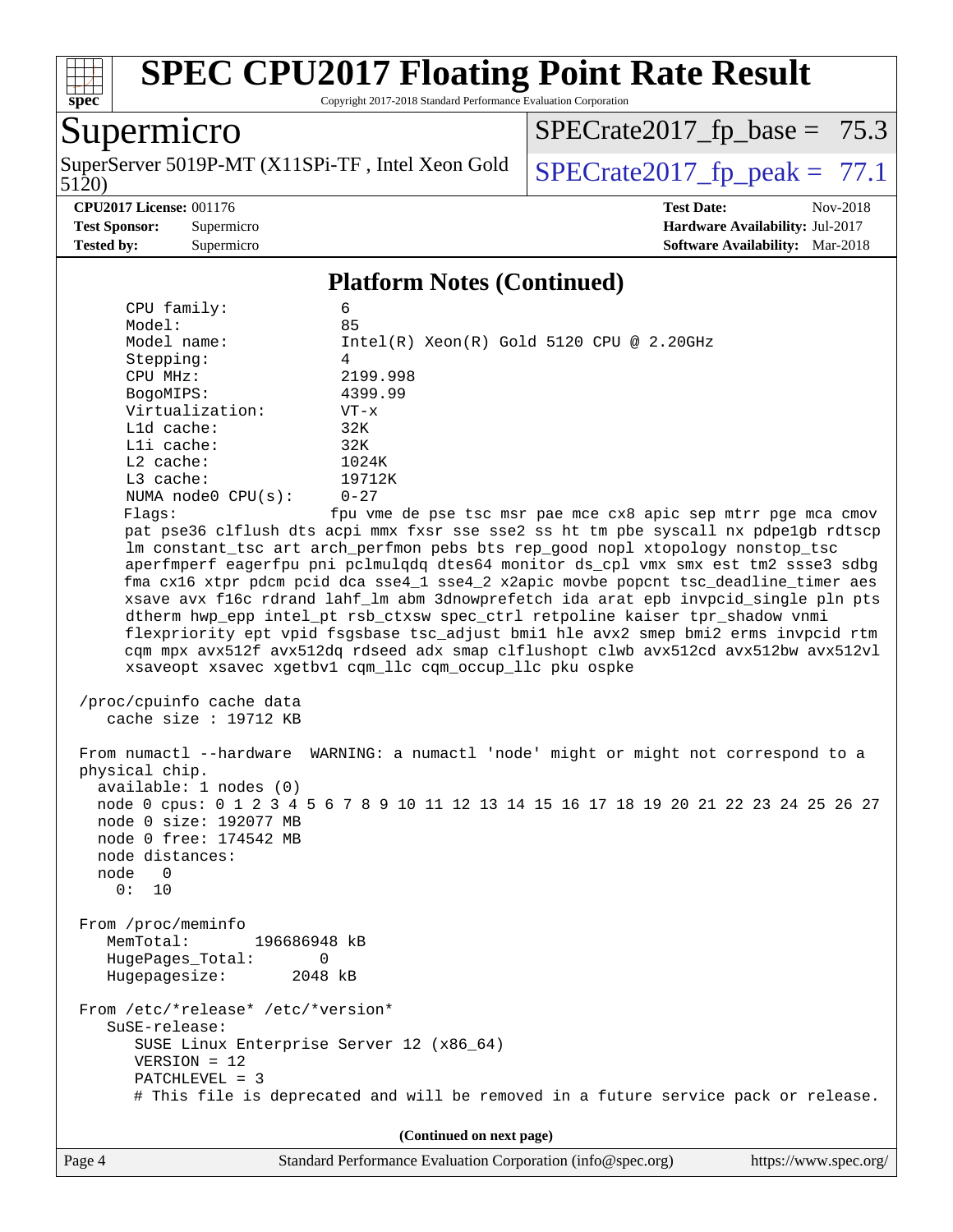# SPEC CPU2017 Floating Point Rate Result

Copyright 2017-2018 Standard Performance Evaluation Corporation

## Supermicro

SuperServer 5019P-MT (X11SPi-TF , Intel Xeon Gold 5120)

SPECrate2017_fp_base = 75.3

SPECrate2017_fp_peak = 77.1

**CPU2017 License:** 001176
**Test Sponsor:** Supermicro
**Tested by:** Supermicro

**Test Date:** Nov-2018
**Hardware Availability:** Jul-2017
**Software Availability:** Mar-2018

### Platform Notes (Continued)

```
    CPU family:          6
    Model:               85
    Model name:          Intel(R) Xeon(R) Gold 5120 CPU @ 2.20GHz
    Stepping:            4
    CPU MHz:             2199.998
    BogoMIPS:            4399.99
    Virtualization:      VT-x
    L1d cache:           32K
    L1i cache:           32K
    L2 cache:            1024K
    L3 cache:            19712K
    NUMA node0 CPU(s):   0-27
    Flags:               fpu vme de pse tsc msr pae mce cx8 apic sep mtrr pge mca cmov
    pat pse36 clflush dts acpi mmx fxsr sse sse2 ss ht tm pbe syscall nx pdpe1gb rdtscp
    lm constant_tsc art arch_perfmon pebs bts rep_good nopl xtopology nonstop_tsc
    aperfmperf eagerfpu pni pclmulqdq dtes64 monitor ds_cpl vmx smx est tm2 ssse3 sdbg
    fma cx16 xtpr pdcm pcid dca sse4_1 sse4_2 x2apic movbe popcnt tsc_deadline_timer aes
    xsave avx f16c rdrand lahf_lm abm 3dnowprefetch ida arat epb invpcid_single pln pts
    dtherm hwp_epp intel_pt rsb_ctxsw spec_ctrl retpoline kaiser tpr_shadow vnmi
    flexpriority ept vpid fsgsbase tsc_adjust bmi1 hle avx2 smep bmi2 erms invpcid rtm
    cqm mpx avx512f avx512dq rdseed adx smap clflushopt clwb avx512cd avx512bw avx512vl
    xsaveopt xsavec xgetbv1 cqm_llc cqm_occup_llc pku ospke

 /proc/cpuinfo cache data
    cache size : 19712 KB

 From numactl --hardware  WARNING: a numactl 'node' might or might not correspond to a
 physical chip.
   available: 1 nodes (0)
   node 0 cpus: 0 1 2 3 4 5 6 7 8 9 10 11 12 13 14 15 16 17 18 19 20 21 22 23 24 25 26 27
   node 0 size: 192077 MB
   node 0 free: 174542 MB
   node distances:
   node   0
     0:  10

 From /proc/meminfo
    MemTotal:       196686948 kB
    HugePages_Total:       0
    Hugepagesize:       2048 kB

 From /etc/*release* /etc/*version*
    SuSE-release:
       SUSE Linux Enterprise Server 12 (x86_64)
       VERSION = 12
       PATCHLEVEL = 3
       # This file is deprecated and will be removed in a future service pack or release.
```

(Continued on next page)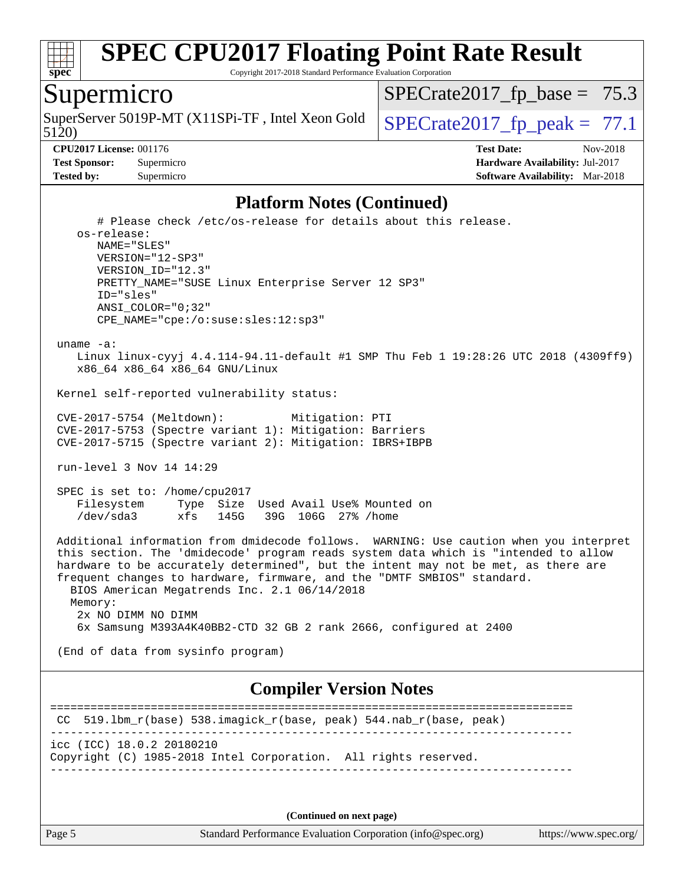## Platform Notes (Continued)

```
      # Please check /etc/os-release for details about this release.
   os-release:
      NAME="SLES"
      VERSION="12-SP3"
      VERSION_ID="12.3"
      PRETTY_NAME="SUSE Linux Enterprise Server 12 SP3"
      ID="sles"
      ANSI_COLOR="0;32"
      CPE_NAME="cpe:/o:suse:sles:12:sp3"

 uname -a:
    Linux linux-cyyj 4.4.114-94.11-default #1 SMP Thu Feb 1 19:28:26 UTC 2018 (4309ff9)
    x86_64 x86_64 x86_64 GNU/Linux

 Kernel self-reported vulnerability status:

 CVE-2017-5754 (Meltdown):          Mitigation: PTI
 CVE-2017-5753 (Spectre variant 1): Mitigation: Barriers
 CVE-2017-5715 (Spectre variant 2): Mitigation: IBRS+IBPB

 run-level 3 Nov 14 14:29

 SPEC is set to: /home/cpu2017
    Filesystem     Type  Size  Used Avail Use% Mounted on
    /dev/sda3      xfs   145G   39G  106G  27% /home

 Additional information from dmidecode follows.  WARNING: Use caution when you interpret
 this section. The 'dmidecode' program reads system data which is "intended to allow
 hardware to be accurately determined", but the intent may not be met, as there are
 frequent changes to hardware, firmware, and the "DMTF SMBIOS" standard.
   BIOS American Megatrends Inc. 2.1 06/14/2018
   Memory:
    2x NO DIMM NO DIMM
    6x Samsung M393A4K40BB2-CTD 32 GB 2 rank 2666, configured at 2400

 (End of data from sysinfo program)
```

## Compiler Version Notes

```
==============================================================================
 CC  519.lbm_r(base) 538.imagick_r(base, peak) 544.nab_r(base, peak)
------------------------------------------------------------------------------
icc (ICC) 18.0.2 20180210
Copyright (C) 1985-2018 Intel Corporation.  All rights reserved.
------------------------------------------------------------------------------
```

(Continued on next page)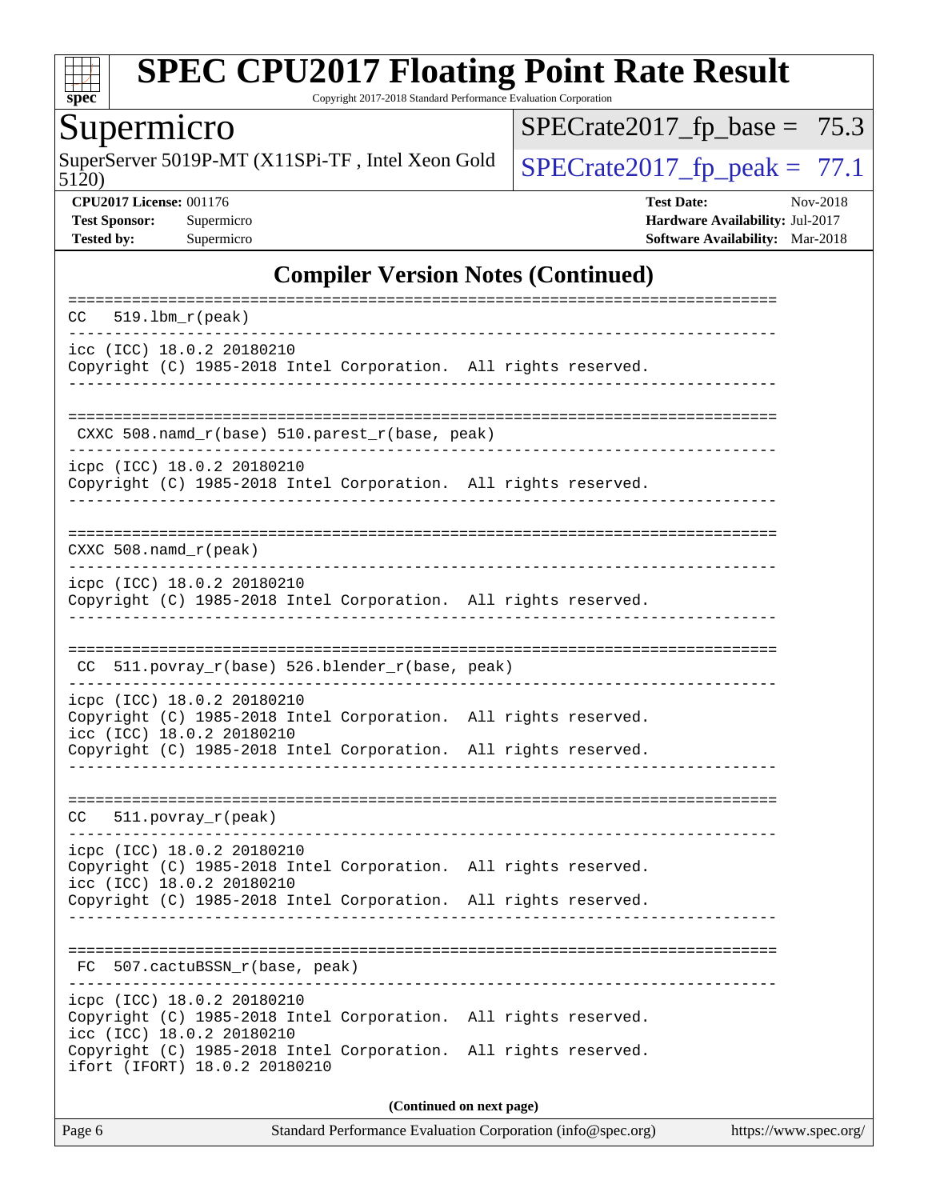# SPEC CPU2017 Floating Point Rate Result

Copyright 2017-2018 Standard Performance Evaluation Corporation

## Supermicro

SuperServer 5019P-MT (X11SPi-TF , Intel Xeon Gold 5120)

SPECrate2017_fp_base = 75.3

SPECrate2017_fp_peak = 77.1

**CPU2017 License:** 001176
**Test Sponsor:** Supermicro
**Tested by:** Supermicro

**Test Date:** Nov-2018
**Hardware Availability:** Jul-2017
**Software Availability:** Mar-2018

## Compiler Version Notes (Continued)

```
==============================================================================
CC  519.lbm_r(peak)
------------------------------------------------------------------------------
icc (ICC) 18.0.2 20180210
Copyright (C) 1985-2018 Intel Corporation.  All rights reserved.
------------------------------------------------------------------------------

==============================================================================
 CXXC 508.namd_r(base) 510.parest_r(base, peak)
------------------------------------------------------------------------------
icpc (ICC) 18.0.2 20180210
Copyright (C) 1985-2018 Intel Corporation.  All rights reserved.
------------------------------------------------------------------------------

==============================================================================
CXXC 508.namd_r(peak)
------------------------------------------------------------------------------
icpc (ICC) 18.0.2 20180210
Copyright (C) 1985-2018 Intel Corporation.  All rights reserved.
------------------------------------------------------------------------------

==============================================================================
 CC  511.povray_r(base) 526.blender_r(base, peak)
------------------------------------------------------------------------------
icpc (ICC) 18.0.2 20180210
Copyright (C) 1985-2018 Intel Corporation.  All rights reserved.
icc (ICC) 18.0.2 20180210
Copyright (C) 1985-2018 Intel Corporation.  All rights reserved.
------------------------------------------------------------------------------

==============================================================================
CC  511.povray_r(peak)
------------------------------------------------------------------------------
icpc (ICC) 18.0.2 20180210
Copyright (C) 1985-2018 Intel Corporation.  All rights reserved.
icc (ICC) 18.0.2 20180210
Copyright (C) 1985-2018 Intel Corporation.  All rights reserved.
------------------------------------------------------------------------------

==============================================================================
 FC  507.cactuBSSN_r(base, peak)
------------------------------------------------------------------------------
icpc (ICC) 18.0.2 20180210
Copyright (C) 1985-2018 Intel Corporation.  All rights reserved.
icc (ICC) 18.0.2 20180210
Copyright (C) 1985-2018 Intel Corporation.  All rights reserved.
ifort (IFORT) 18.0.2 20180210
```

**(Continued on next page)**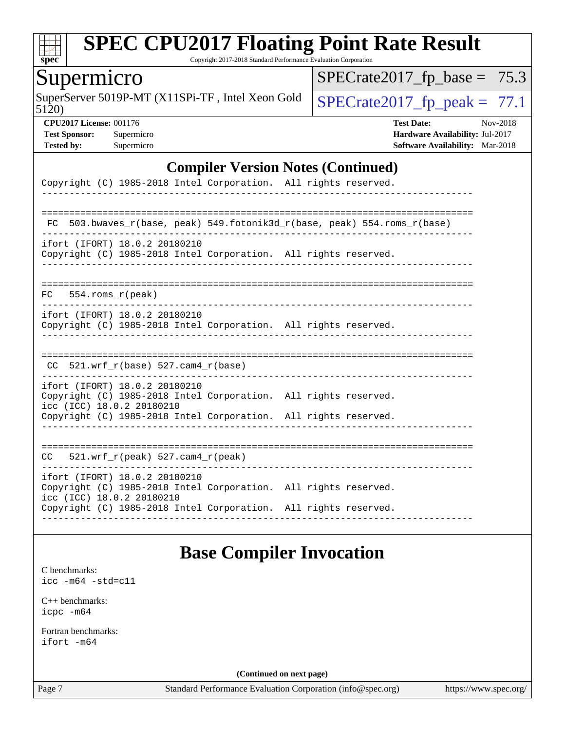## Compiler Version Notes (Continued)

```
Copyright (C) 1985-2018 Intel Corporation.  All rights reserved.
------------------------------------------------------------------------------

==============================================================================
 FC  503.bwaves_r(base, peak) 549.fotonik3d_r(base, peak) 554.roms_r(base)
------------------------------------------------------------------------------
ifort (IFORT) 18.0.2 20180210
Copyright (C) 1985-2018 Intel Corporation.  All rights reserved.
------------------------------------------------------------------------------

==============================================================================
FC   554.roms_r(peak)
------------------------------------------------------------------------------
ifort (IFORT) 18.0.2 20180210
Copyright (C) 1985-2018 Intel Corporation.  All rights reserved.
------------------------------------------------------------------------------

==============================================================================
 CC  521.wrf_r(base) 527.cam4_r(base)
------------------------------------------------------------------------------
ifort (IFORT) 18.0.2 20180210
Copyright (C) 1985-2018 Intel Corporation.  All rights reserved.
icc (ICC) 18.0.2 20180210
Copyright (C) 1985-2018 Intel Corporation.  All rights reserved.
------------------------------------------------------------------------------

==============================================================================
CC   521.wrf_r(peak) 527.cam4_r(peak)
------------------------------------------------------------------------------
ifort (IFORT) 18.0.2 20180210
Copyright (C) 1985-2018 Intel Corporation.  All rights reserved.
icc (ICC) 18.0.2 20180210
Copyright (C) 1985-2018 Intel Corporation.  All rights reserved.
------------------------------------------------------------------------------
```

## Base Compiler Invocation

C benchmarks:
icc -m64 -std=c11

C++ benchmarks:
icpc -m64

Fortran benchmarks:
ifort -m64

**(Continued on next page)**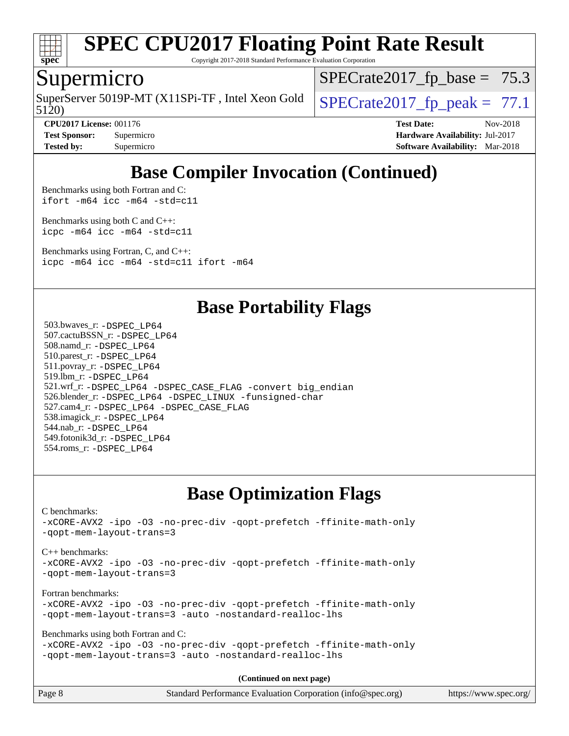# SPEC CPU2017 Floating Point Rate Result

Copyright 2017-2018 Standard Performance Evaluation Corporation

## Supermicro

SuperServer 5019P-MT (X11SPi-TF , Intel Xeon Gold 5120)

SPECrate2017_fp_base = 75.3

SPECrate2017_fp_peak = 77.1

**CPU2017 License:** 001176
**Test Sponsor:** Supermicro
**Tested by:** Supermicro

**Test Date:** Nov-2018
**Hardware Availability:** Jul-2017
**Software Availability:** Mar-2018

## Base Compiler Invocation (Continued)

Benchmarks using both Fortran and C:
```
ifort -m64 icc -m64 -std=c11
```

Benchmarks using both C and C++:
```
icpc -m64 icc -m64 -std=c11
```

Benchmarks using Fortran, C, and C++:
```
icpc -m64 icc -m64 -std=c11 ifort -m64
```

## Base Portability Flags

503.bwaves_r: -DSPEC_LP64
507.cactuBSSN_r: -DSPEC_LP64
508.namd_r: -DSPEC_LP64
510.parest_r: -DSPEC_LP64
511.povray_r: -DSPEC_LP64
519.lbm_r: -DSPEC_LP64
521.wrf_r: -DSPEC_LP64 -DSPEC_CASE_FLAG -convert big_endian
526.blender_r: -DSPEC_LP64 -DSPEC_LINUX -funsigned-char
527.cam4_r: -DSPEC_LP64 -DSPEC_CASE_FLAG
538.imagick_r: -DSPEC_LP64
544.nab_r: -DSPEC_LP64
549.fotonik3d_r: -DSPEC_LP64
554.roms_r: -DSPEC_LP64

## Base Optimization Flags

C benchmarks:
```
-xCORE-AVX2 -ipo -O3 -no-prec-div -qopt-prefetch -ffinite-math-only
-qopt-mem-layout-trans=3
```

C++ benchmarks:
```
-xCORE-AVX2 -ipo -O3 -no-prec-div -qopt-prefetch -ffinite-math-only
-qopt-mem-layout-trans=3
```

Fortran benchmarks:
```
-xCORE-AVX2 -ipo -O3 -no-prec-div -qopt-prefetch -ffinite-math-only
-qopt-mem-layout-trans=3 -auto -nostandard-realloc-lhs
```

Benchmarks using both Fortran and C:
```
-xCORE-AVX2 -ipo -O3 -no-prec-div -qopt-prefetch -ffinite-math-only
-qopt-mem-layout-trans=3 -auto -nostandard-realloc-lhs
```

**(Continued on next page)**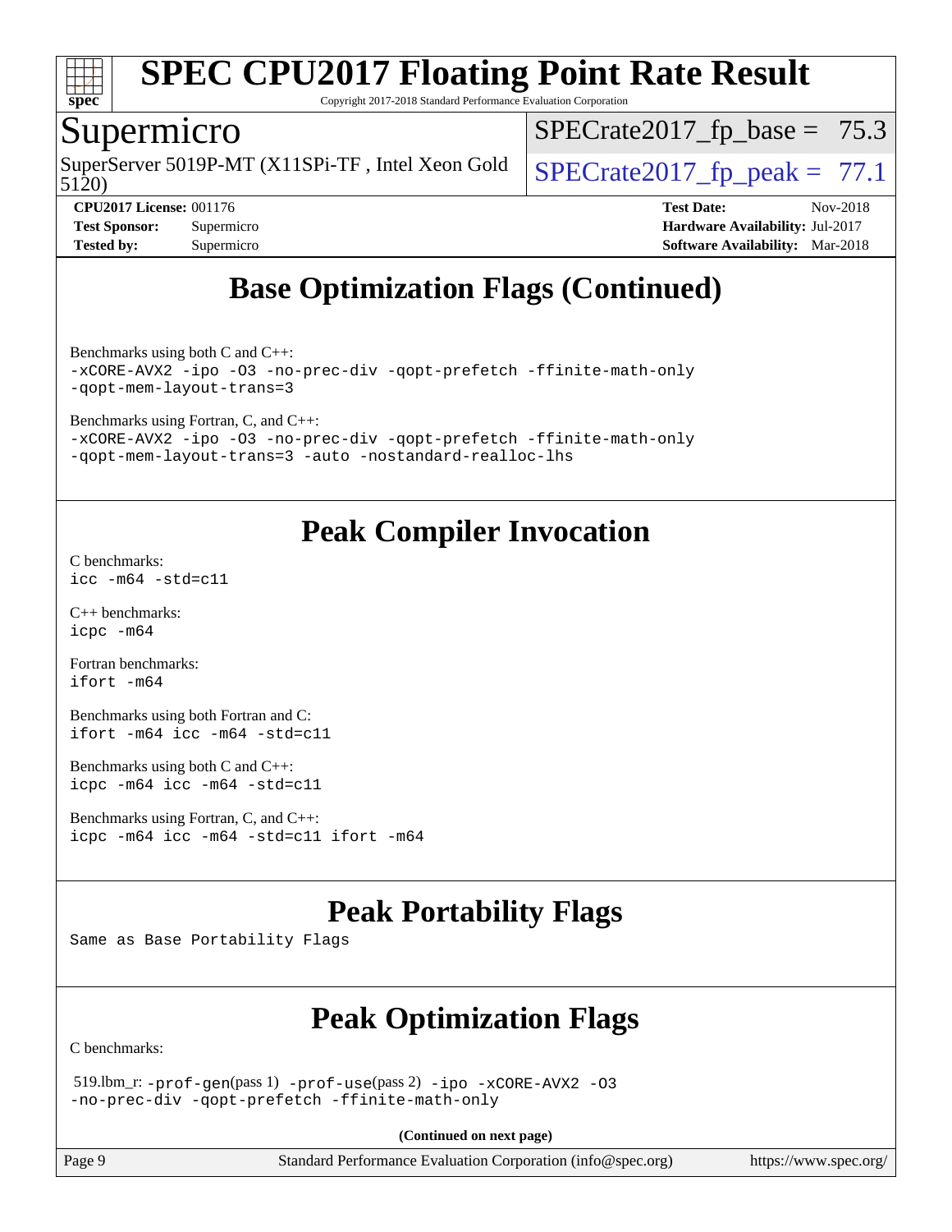# SPEC CPU2017 Floating Point Rate Result

Copyright 2017-2018 Standard Performance Evaluation Corporation

## Supermicro

SuperServer 5019P-MT (X11SPi-TF , Intel Xeon Gold 5120)

SPECrate2017_fp_base = 75.3

SPECrate2017_fp_peak = 77.1

**CPU2017 License:** 001176
**Test Sponsor:** Supermicro
**Tested by:** Supermicro

**Test Date:** Nov-2018
**Hardware Availability:** Jul-2017
**Software Availability:** Mar-2018

## Base Optimization Flags (Continued)

Benchmarks using both C and C++:
```
-xCORE-AVX2 -ipo -O3 -no-prec-div -qopt-prefetch -ffinite-math-only
-qopt-mem-layout-trans=3
```

Benchmarks using Fortran, C, and C++:
```
-xCORE-AVX2 -ipo -O3 -no-prec-div -qopt-prefetch -ffinite-math-only
-qopt-mem-layout-trans=3 -auto -nostandard-realloc-lhs
```

## Peak Compiler Invocation

C benchmarks:
```
icc -m64 -std=c11
```

C++ benchmarks:
```
icpc -m64
```

Fortran benchmarks:
```
ifort -m64
```

Benchmarks using both Fortran and C:
```
ifort -m64 icc -m64 -std=c11
```

Benchmarks using both C and C++:
```
icpc -m64 icc -m64 -std=c11
```

Benchmarks using Fortran, C, and C++:
```
icpc -m64 icc -m64 -std=c11 ifort -m64
```

## Peak Portability Flags

Same as Base Portability Flags

## Peak Optimization Flags

C benchmarks:

519.lbm_r: -prof-gen(pass 1) -prof-use(pass 2) -ipo -xCORE-AVX2 -O3
-no-prec-div -qopt-prefetch -ffinite-math-only

**(Continued on next page)**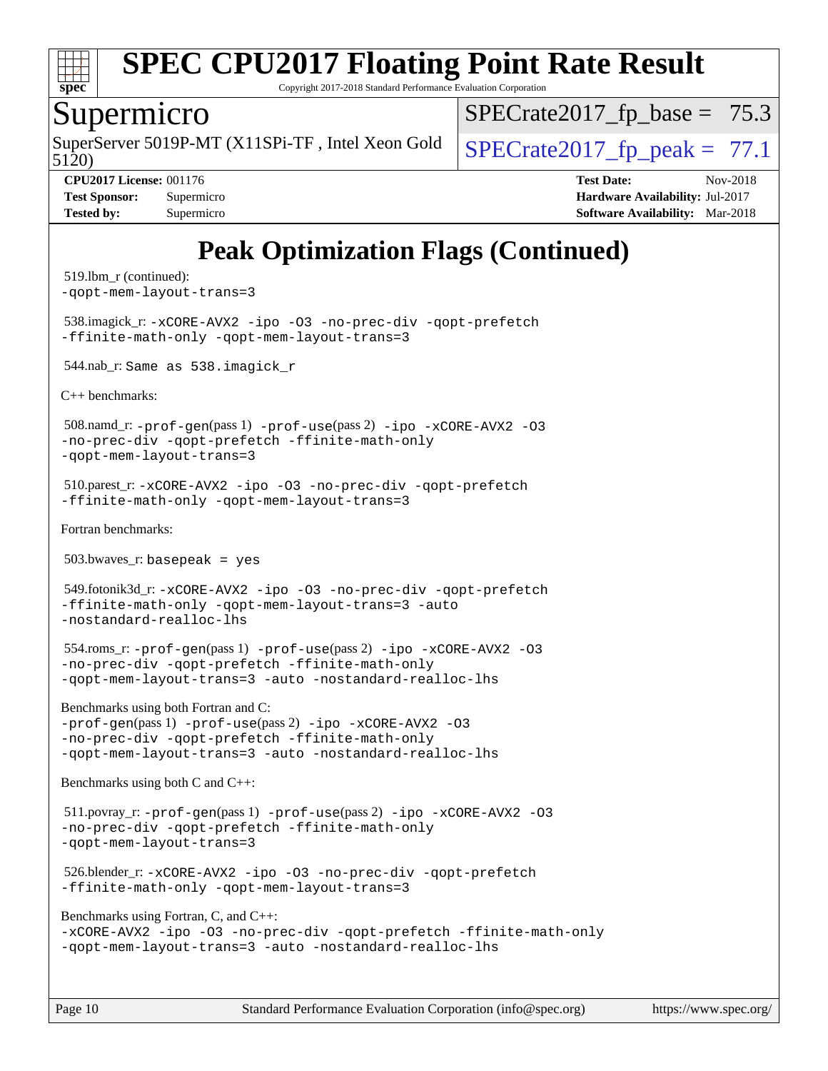# SPEC CPU2017 Floating Point Rate Result

Copyright 2017-2018 Standard Performance Evaluation Corporation

## Supermicro

SuperServer 5019P-MT (X11SPi-TF , Intel Xeon Gold 5120)

SPECrate2017_fp_base = 75.3

SPECrate2017_fp_peak = 77.1

**CPU2017 License:** 001176
**Test Sponsor:** Supermicro
**Tested by:** Supermicro

**Test Date:** Nov-2018
**Hardware Availability:** Jul-2017
**Software Availability:** Mar-2018

# Peak Optimization Flags (Continued)

519.lbm_r (continued):
-qopt-mem-layout-trans=3

538.imagick_r: -xCORE-AVX2 -ipo -O3 -no-prec-div -qopt-prefetch -ffinite-math-only -qopt-mem-layout-trans=3

544.nab_r: Same as 538.imagick_r

C++ benchmarks:

508.namd_r: -prof-gen(pass 1) -prof-use(pass 2) -ipo -xCORE-AVX2 -O3 -no-prec-div -qopt-prefetch -ffinite-math-only -qopt-mem-layout-trans=3

510.parest_r: -xCORE-AVX2 -ipo -O3 -no-prec-div -qopt-prefetch -ffinite-math-only -qopt-mem-layout-trans=3

Fortran benchmarks:

503.bwaves_r: basepeak = yes

549.fotonik3d_r: -xCORE-AVX2 -ipo -O3 -no-prec-div -qopt-prefetch -ffinite-math-only -qopt-mem-layout-trans=3 -auto -nostandard-realloc-lhs

554.roms_r: -prof-gen(pass 1) -prof-use(pass 2) -ipo -xCORE-AVX2 -O3 -no-prec-div -qopt-prefetch -ffinite-math-only -qopt-mem-layout-trans=3 -auto -nostandard-realloc-lhs

Benchmarks using both Fortran and C:
-prof-gen(pass 1) -prof-use(pass 2) -ipo -xCORE-AVX2 -O3 -no-prec-div -qopt-prefetch -ffinite-math-only -qopt-mem-layout-trans=3 -auto -nostandard-realloc-lhs

Benchmarks using both C and C++:

511.povray_r: -prof-gen(pass 1) -prof-use(pass 2) -ipo -xCORE-AVX2 -O3 -no-prec-div -qopt-prefetch -ffinite-math-only -qopt-mem-layout-trans=3

526.blender_r: -xCORE-AVX2 -ipo -O3 -no-prec-div -qopt-prefetch -ffinite-math-only -qopt-mem-layout-trans=3

Benchmarks using Fortran, C, and C++:
-xCORE-AVX2 -ipo -O3 -no-prec-div -qopt-prefetch -ffinite-math-only -qopt-mem-layout-trans=3 -auto -nostandard-realloc-lhs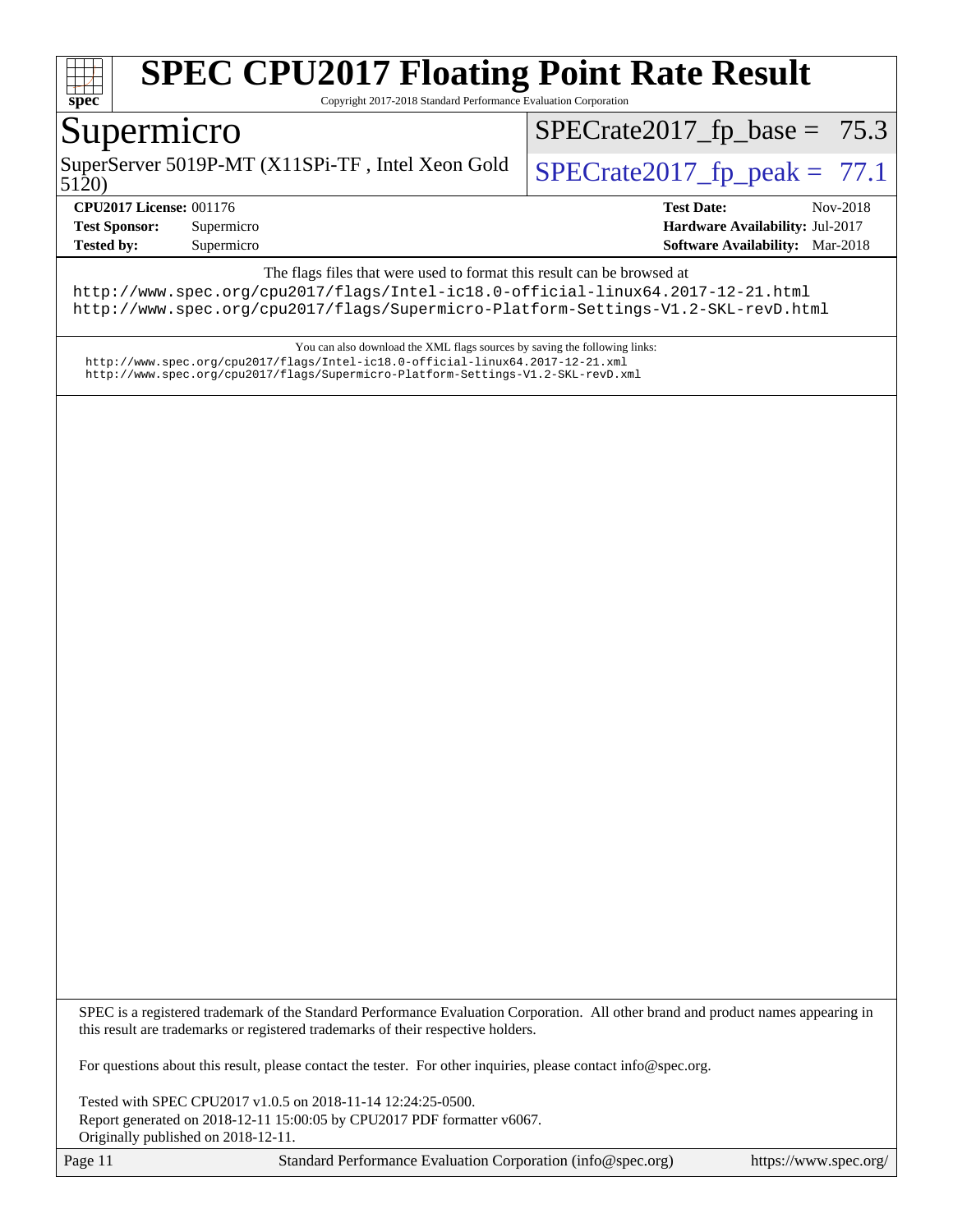The flags files that were used to format this result can be browsed at

http://www.spec.org/cpu2017/flags/Intel-ic18.0-official-linux64.2017-12-21.html
http://www.spec.org/cpu2017/flags/Supermicro-Platform-Settings-V1.2-SKL-revD.html

You can also download the XML flags sources by saving the following links:

http://www.spec.org/cpu2017/flags/Intel-ic18.0-official-linux64.2017-12-21.xml
http://www.spec.org/cpu2017/flags/Supermicro-Platform-Settings-V1.2-SKL-revD.xml

SPEC is a registered trademark of the Standard Performance Evaluation Corporation. All other brand and product names appearing in this result are trademarks or registered trademarks of their respective holders.

For questions about this result, please contact the tester. For other inquiries, please contact info@spec.org.

Tested with SPEC CPU2017 v1.0.5 on 2018-11-14 12:24:25-0500.
Report generated on 2018-12-11 15:00:05 by CPU2017 PDF formatter v6067.
Originally published on 2018-12-11.